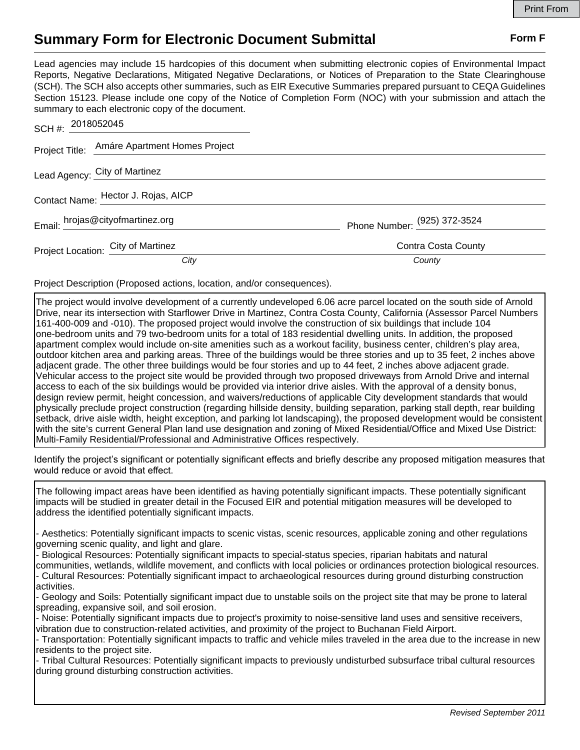# Summary Form for Electronic Document Submittal

**Form F**

Lead agencies may include 15 hardcopies of this document when submitting electronic copies of Environmental Impact Reports, Negative Declarations, Mitigated Negative Declarations, or Notices of Preparation to the State Clearinghouse (SCH). The SCH also accepts other summaries, such as EIR Executive Summaries prepared pursuant to CEQA Guidelines Section 15123. Please include one copy of the Notice of Completion Form (NOC) with your submission and attach the summary to each electronic copy of the document.

SCH #: 2018052045

Project Title: Amáre Apartment Homes Project

Lead Agency: City of Martinez

Contact Name: Hector J. Rojas, AICP

Email: hrojas@cityofmartinez.org    Phone Number: (925) 372-3524

Project Location: City of Martinez (*City*)    Contra Costa County (*County*)

Project Description (Proposed actions, location, and/or consequences).

The project would involve development of a currently undeveloped 6.06 acre parcel located on the south side of Arnold Drive, near its intersection with Starflower Drive in Martinez, Contra Costa County, California (Assessor Parcel Numbers 161-400-009 and -010). The proposed project would involve the construction of six buildings that include 104 one-bedroom units and 79 two-bedroom units for a total of 183 residential dwelling units. In addition, the proposed apartment complex would include on-site amenities such as a workout facility, business center, children's play area, outdoor kitchen area and parking areas. Three of the buildings would be three stories and up to 35 feet, 2 inches above adjacent grade. The other three buildings would be four stories and up to 44 feet, 2 inches above adjacent grade. Vehicular access to the project site would be provided through two proposed driveways from Arnold Drive and internal access to each of the six buildings would be provided via interior drive aisles. With the approval of a density bonus, design review permit, height concession, and waivers/reductions of applicable City development standards that would physically preclude project construction (regarding hillside density, building separation, parking stall depth, rear building setback, drive aisle width, height exception, and parking lot landscaping), the proposed development would be consistent with the site's current General Plan land use designation and zoning of Mixed Residential/Office and Mixed Use District: Multi-Family Residential/Professional and Administrative Offices respectively.

Identify the project's significant or potentially significant effects and briefly describe any proposed mitigation measures that would reduce or avoid that effect.

The following impact areas have been identified as having potentially significant impacts. These potentially significant impacts will be studied in greater detail in the Focused EIR and potential mitigation measures will be developed to address the identified potentially significant impacts.

- Aesthetics: Potentially significant impacts to scenic vistas, scenic resources, applicable zoning and other regulations governing scenic quality, and light and glare.
- Biological Resources: Potentially significant impacts to special-status species, riparian habitats and natural communities, wetlands, wildlife movement, and conflicts with local policies or ordinances protection biological resources.
- Cultural Resources: Potentially significant impact to archaeological resources during ground disturbing construction activities.
- Geology and Soils: Potentially significant impact due to unstable soils on the project site that may be prone to lateral spreading, expansive soil, and soil erosion.
- Noise: Potentially significant impacts due to project's proximity to noise-sensitive land uses and sensitive receivers, vibration due to construction-related activities, and proximity of the project to Buchanan Field Airport.
- Transportation: Potentially significant impacts to traffic and vehicle miles traveled in the area due to the increase in new residents to the project site.
- Tribal Cultural Resources: Potentially significant impacts to previously undisturbed subsurface tribal cultural resources during ground disturbing construction activities.

*Revised September 2011*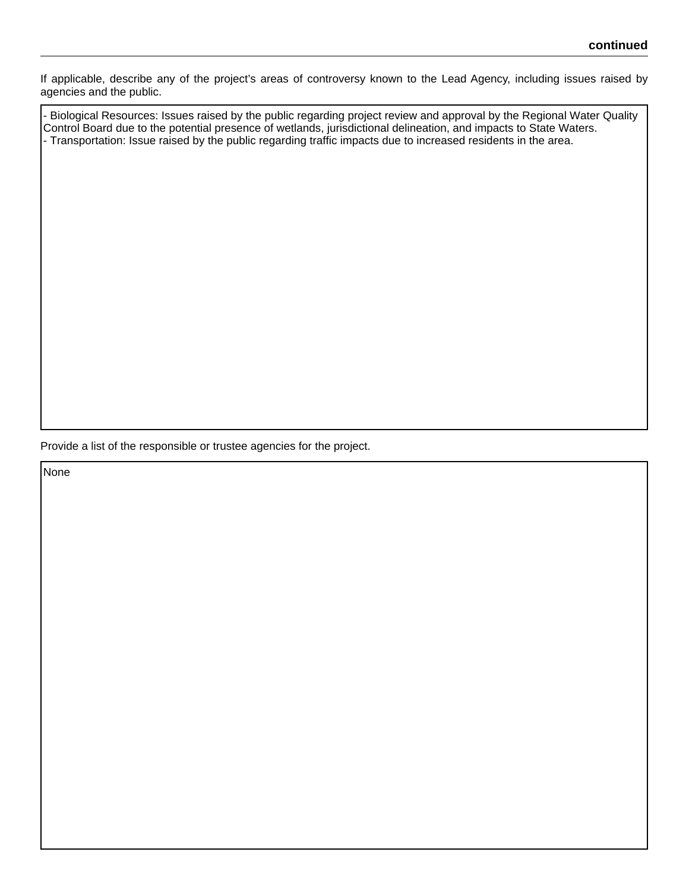**continued**

If applicable, describe any of the project's areas of controversy known to the Lead Agency, including issues raised by agencies and the public.

- Biological Resources: Issues raised by the public regarding project review and approval by the Regional Water Quality Control Board due to the potential presence of wetlands, jurisdictional delineation, and impacts to State Waters.
- Transportation: Issue raised by the public regarding traffic impacts due to increased residents in the area.

Provide a list of the responsible or trustee agencies for the project.

None